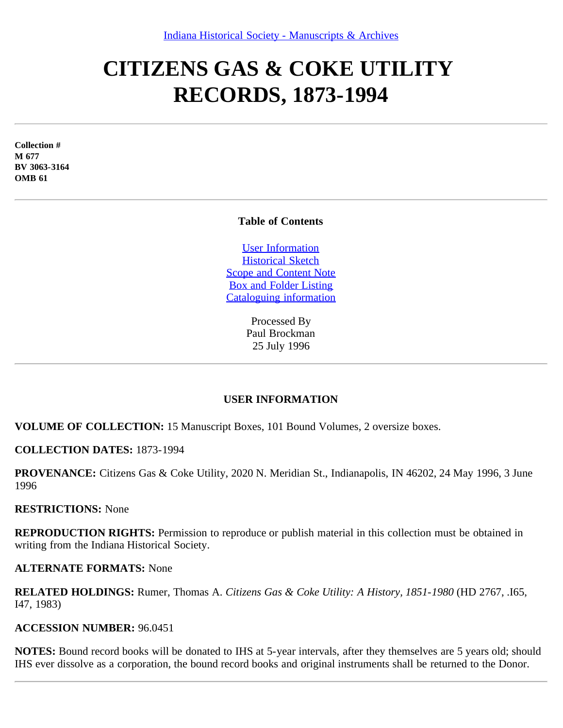Indiana Historical Society - Manuscripts & Archives

# CITIZENS GAS & COKE UTILITY RECORDS, 1873-1994

---

**Collection #**
**M 677**
**BV 3063-3164**
**OMB 61**

---

**Table of Contents**

User Information
Historical Sketch
Scope and Content Note
Box and Folder Listing
Cataloguing information

Processed By
Paul Brockman
25 July 1996

---

## USER INFORMATION

**VOLUME OF COLLECTION:** 15 Manuscript Boxes, 101 Bound Volumes, 2 oversize boxes.

**COLLECTION DATES:** 1873-1994

**PROVENANCE:** Citizens Gas & Coke Utility, 2020 N. Meridian St., Indianapolis, IN 46202, 24 May 1996, 3 June 1996

**RESTRICTIONS:** None

**REPRODUCTION RIGHTS:** Permission to reproduce or publish material in this collection must be obtained in writing from the Indiana Historical Society.

**ALTERNATE FORMATS:** None

**RELATED HOLDINGS:** Rumer, Thomas A. *Citizens Gas & Coke Utility: A History, 1851-1980* (HD 2767, .I65, I47, 1983)

**ACCESSION NUMBER:** 96.0451

**NOTES:** Bound record books will be donated to IHS at 5-year intervals, after they themselves are 5 years old; should IHS ever dissolve as a corporation, the bound record books and original instruments shall be returned to the Donor.

---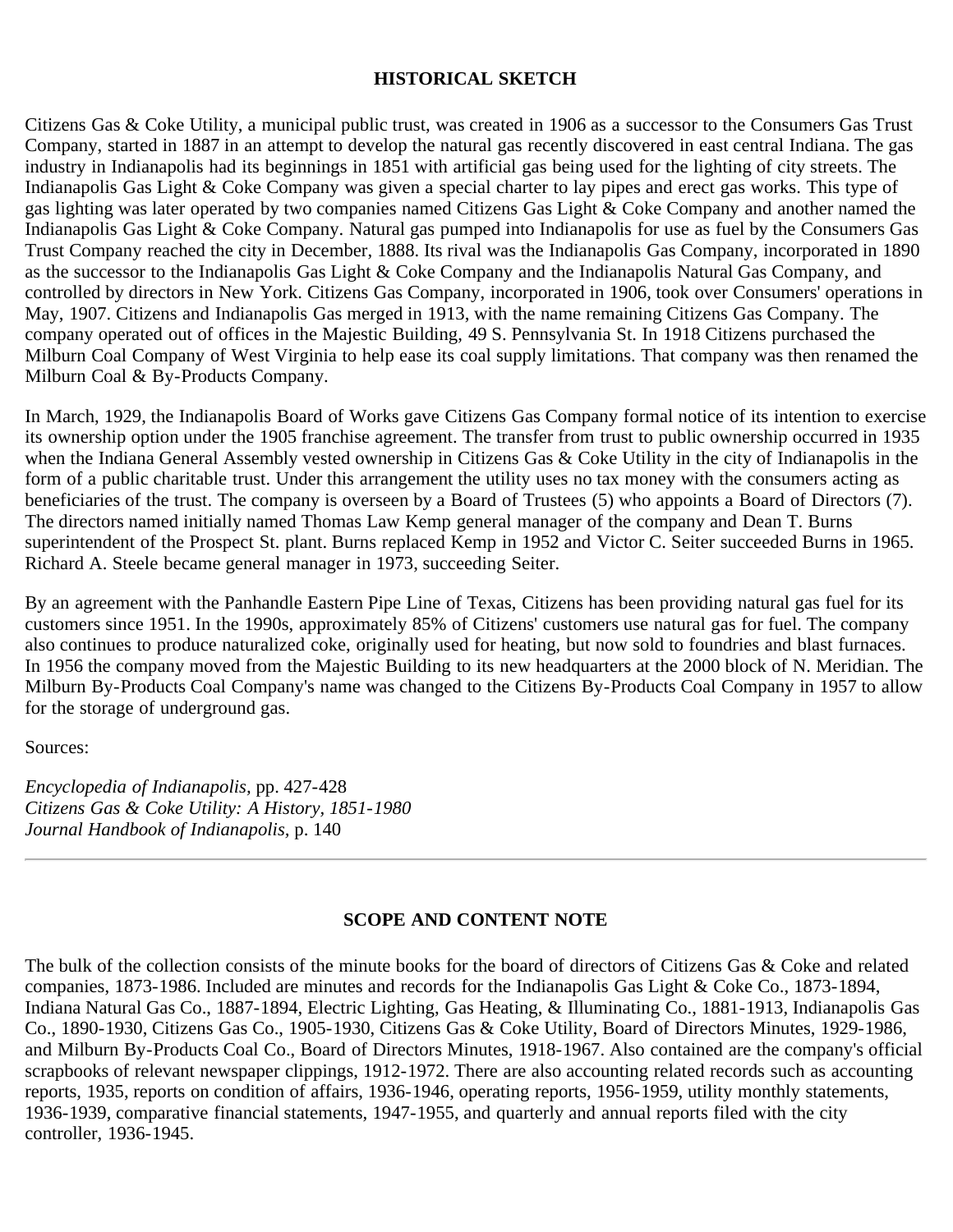## HISTORICAL SKETCH

Citizens Gas & Coke Utility, a municipal public trust, was created in 1906 as a successor to the Consumers Gas Trust Company, started in 1887 in an attempt to develop the natural gas recently discovered in east central Indiana. The gas industry in Indianapolis had its beginnings in 1851 with artificial gas being used for the lighting of city streets. The Indianapolis Gas Light & Coke Company was given a special charter to lay pipes and erect gas works. This type of gas lighting was later operated by two companies named Citizens Gas Light & Coke Company and another named the Indianapolis Gas Light & Coke Company. Natural gas pumped into Indianapolis for use as fuel by the Consumers Gas Trust Company reached the city in December, 1888. Its rival was the Indianapolis Gas Company, incorporated in 1890 as the successor to the Indianapolis Gas Light & Coke Company and the Indianapolis Natural Gas Company, and controlled by directors in New York. Citizens Gas Company, incorporated in 1906, took over Consumers' operations in May, 1907. Citizens and Indianapolis Gas merged in 1913, with the name remaining Citizens Gas Company. The company operated out of offices in the Majestic Building, 49 S. Pennsylvania St. In 1918 Citizens purchased the Milburn Coal Company of West Virginia to help ease its coal supply limitations. That company was then renamed the Milburn Coal & By-Products Company.

In March, 1929, the Indianapolis Board of Works gave Citizens Gas Company formal notice of its intention to exercise its ownership option under the 1905 franchise agreement. The transfer from trust to public ownership occurred in 1935 when the Indiana General Assembly vested ownership in Citizens Gas & Coke Utility in the city of Indianapolis in the form of a public charitable trust. Under this arrangement the utility uses no tax money with the consumers acting as beneficiaries of the trust. The company is overseen by a Board of Trustees (5) who appoints a Board of Directors (7). The directors named initially named Thomas Law Kemp general manager of the company and Dean T. Burns superintendent of the Prospect St. plant. Burns replaced Kemp in 1952 and Victor C. Seiter succeeded Burns in 1965. Richard A. Steele became general manager in 1973, succeeding Seiter.

By an agreement with the Panhandle Eastern Pipe Line of Texas, Citizens has been providing natural gas fuel for its customers since 1951. In the 1990s, approximately 85% of Citizens' customers use natural gas for fuel. The company also continues to produce naturalized coke, originally used for heating, but now sold to foundries and blast furnaces. In 1956 the company moved from the Majestic Building to its new headquarters at the 2000 block of N. Meridian. The Milburn By-Products Coal Company's name was changed to the Citizens By-Products Coal Company in 1957 to allow for the storage of underground gas.

Sources:

*Encyclopedia of Indianapolis,* pp. 427-428
*Citizens Gas & Coke Utility: A History, 1851-1980*
*Journal Handbook of Indianapolis,* p. 140

---

## SCOPE AND CONTENT NOTE

The bulk of the collection consists of the minute books for the board of directors of Citizens Gas & Coke and related companies, 1873-1986. Included are minutes and records for the Indianapolis Gas Light & Coke Co., 1873-1894, Indiana Natural Gas Co., 1887-1894, Electric Lighting, Gas Heating, & Illuminating Co., 1881-1913, Indianapolis Gas Co., 1890-1930, Citizens Gas Co., 1905-1930, Citizens Gas & Coke Utility, Board of Directors Minutes, 1929-1986, and Milburn By-Products Coal Co., Board of Directors Minutes, 1918-1967. Also contained are the company's official scrapbooks of relevant newspaper clippings, 1912-1972. There are also accounting related records such as accounting reports, 1935, reports on condition of affairs, 1936-1946, operating reports, 1956-1959, utility monthly statements, 1936-1939, comparative financial statements, 1947-1955, and quarterly and annual reports filed with the city controller, 1936-1945.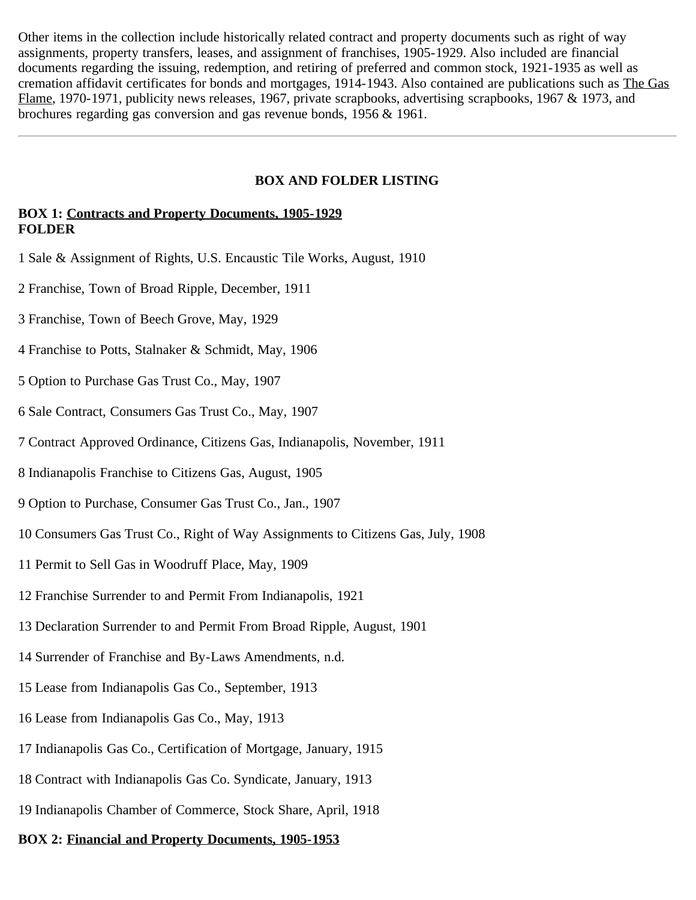Other items in the collection include historically related contract and property documents such as right of way assignments, property transfers, leases, and assignment of franchises, 1905-1929. Also included are financial documents regarding the issuing, redemption, and retiring of preferred and common stock, 1921-1935 as well as cremation affidavit certificates for bonds and mortgages, 1914-1943. Also contained are publications such as The Gas Flame, 1970-1971, publicity news releases, 1967, private scrapbooks, advertising scrapbooks, 1967 & 1973, and brochures regarding gas conversion and gas revenue bonds, 1956 & 1961.

---

## BOX AND FOLDER LISTING

**BOX 1: Contracts and Property Documents, 1905-1929**
**FOLDER**

1 Sale & Assignment of Rights, U.S. Encaustic Tile Works, August, 1910

2 Franchise, Town of Broad Ripple, December, 1911

3 Franchise, Town of Beech Grove, May, 1929

4 Franchise to Potts, Stalnaker & Schmidt, May, 1906

5 Option to Purchase Gas Trust Co., May, 1907

6 Sale Contract, Consumers Gas Trust Co., May, 1907

7 Contract Approved Ordinance, Citizens Gas, Indianapolis, November, 1911

8 Indianapolis Franchise to Citizens Gas, August, 1905

9 Option to Purchase, Consumer Gas Trust Co., Jan., 1907

10 Consumers Gas Trust Co., Right of Way Assignments to Citizens Gas, July, 1908

11 Permit to Sell Gas in Woodruff Place, May, 1909

12 Franchise Surrender to and Permit From Indianapolis, 1921

13 Declaration Surrender to and Permit From Broad Ripple, August, 1901

14 Surrender of Franchise and By-Laws Amendments, n.d.

15 Lease from Indianapolis Gas Co., September, 1913

16 Lease from Indianapolis Gas Co., May, 1913

17 Indianapolis Gas Co., Certification of Mortgage, January, 1915

18 Contract with Indianapolis Gas Co. Syndicate, January, 1913

19 Indianapolis Chamber of Commerce, Stock Share, April, 1918

**BOX 2: Financial and Property Documents, 1905-1953**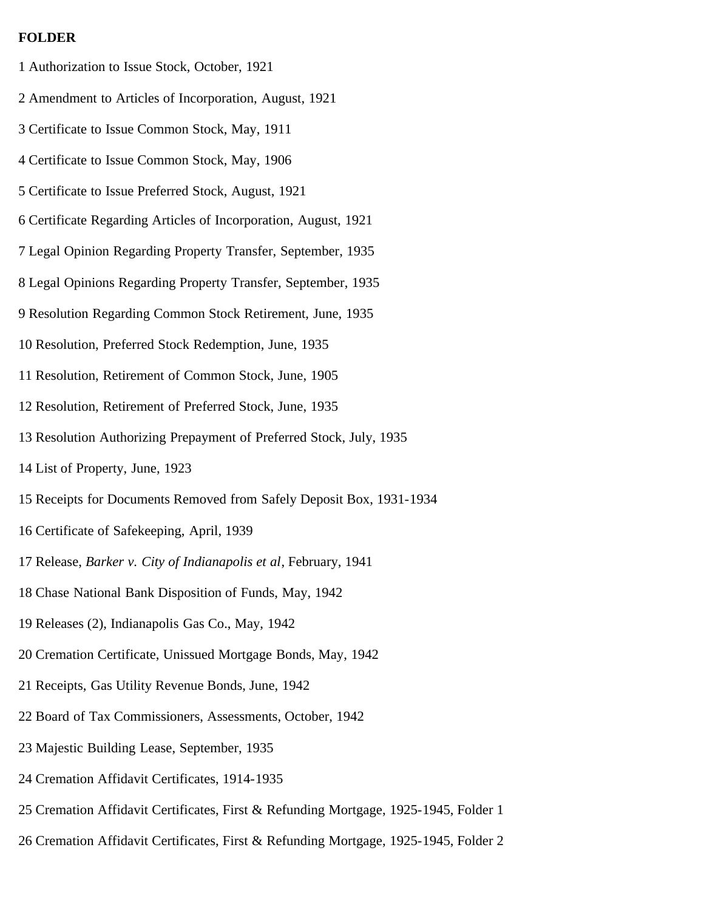**FOLDER**

1 Authorization to Issue Stock, October, 1921

2 Amendment to Articles of Incorporation, August, 1921

3 Certificate to Issue Common Stock, May, 1911

4 Certificate to Issue Common Stock, May, 1906

5 Certificate to Issue Preferred Stock, August, 1921

6 Certificate Regarding Articles of Incorporation, August, 1921

7 Legal Opinion Regarding Property Transfer, September, 1935

8 Legal Opinions Regarding Property Transfer, September, 1935

9 Resolution Regarding Common Stock Retirement, June, 1935

10 Resolution, Preferred Stock Redemption, June, 1935

11 Resolution, Retirement of Common Stock, June, 1905

12 Resolution, Retirement of Preferred Stock, June, 1935

13 Resolution Authorizing Prepayment of Preferred Stock, July, 1935

14 List of Property, June, 1923

15 Receipts for Documents Removed from Safely Deposit Box, 1931-1934

16 Certificate of Safekeeping, April, 1939

17 Release, *Barker v. City of Indianapolis et al*, February, 1941

18 Chase National Bank Disposition of Funds, May, 1942

19 Releases (2), Indianapolis Gas Co., May, 1942

20 Cremation Certificate, Unissued Mortgage Bonds, May, 1942

21 Receipts, Gas Utility Revenue Bonds, June, 1942

22 Board of Tax Commissioners, Assessments, October, 1942

23 Majestic Building Lease, September, 1935

24 Cremation Affidavit Certificates, 1914-1935

25 Cremation Affidavit Certificates, First & Refunding Mortgage, 1925-1945, Folder 1

26 Cremation Affidavit Certificates, First & Refunding Mortgage, 1925-1945, Folder 2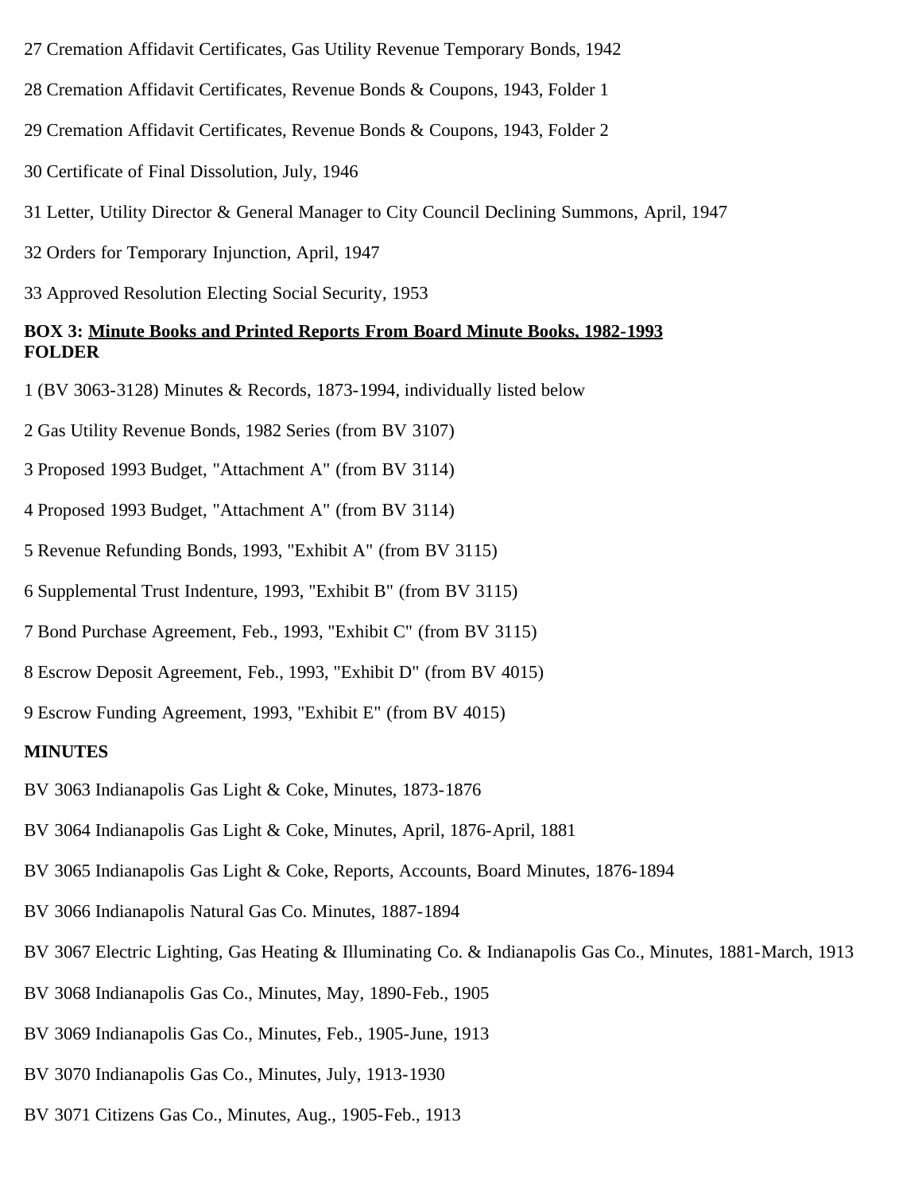27 Cremation Affidavit Certificates, Gas Utility Revenue Temporary Bonds, 1942

28 Cremation Affidavit Certificates, Revenue Bonds & Coupons, 1943, Folder 1

29 Cremation Affidavit Certificates, Revenue Bonds & Coupons, 1943, Folder 2

30 Certificate of Final Dissolution, July, 1946

31 Letter, Utility Director & General Manager to City Council Declining Summons, April, 1947

32 Orders for Temporary Injunction, April, 1947

33 Approved Resolution Electing Social Security, 1953

**BOX 3: Minute Books and Printed Reports From Board Minute Books, 1982-1993**
**FOLDER**

1 (BV 3063-3128) Minutes & Records, 1873-1994, individually listed below

2 Gas Utility Revenue Bonds, 1982 Series (from BV 3107)

3 Proposed 1993 Budget, "Attachment A" (from BV 3114)

4 Proposed 1993 Budget, "Attachment A" (from BV 3114)

5 Revenue Refunding Bonds, 1993, "Exhibit A" (from BV 3115)

6 Supplemental Trust Indenture, 1993, "Exhibit B" (from BV 3115)

7 Bond Purchase Agreement, Feb., 1993, "Exhibit C" (from BV 3115)

8 Escrow Deposit Agreement, Feb., 1993, "Exhibit D" (from BV 4015)

9 Escrow Funding Agreement, 1993, "Exhibit E" (from BV 4015)

**MINUTES**

BV 3063 Indianapolis Gas Light & Coke, Minutes, 1873-1876

BV 3064 Indianapolis Gas Light & Coke, Minutes, April, 1876-April, 1881

BV 3065 Indianapolis Gas Light & Coke, Reports, Accounts, Board Minutes, 1876-1894

BV 3066 Indianapolis Natural Gas Co. Minutes, 1887-1894

BV 3067 Electric Lighting, Gas Heating & Illuminating Co. & Indianapolis Gas Co., Minutes, 1881-March, 1913

BV 3068 Indianapolis Gas Co., Minutes, May, 1890-Feb., 1905

BV 3069 Indianapolis Gas Co., Minutes, Feb., 1905-June, 1913

BV 3070 Indianapolis Gas Co., Minutes, July, 1913-1930

BV 3071 Citizens Gas Co., Minutes, Aug., 1905-Feb., 1913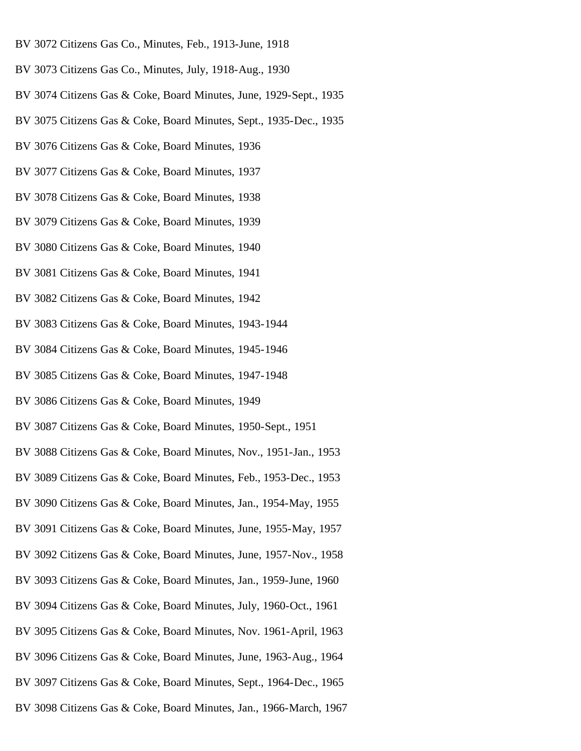BV 3072 Citizens Gas Co., Minutes, Feb., 1913-June, 1918

BV 3073 Citizens Gas Co., Minutes, July, 1918-Aug., 1930

BV 3074 Citizens Gas & Coke, Board Minutes, June, 1929-Sept., 1935

BV 3075 Citizens Gas & Coke, Board Minutes, Sept., 1935-Dec., 1935

BV 3076 Citizens Gas & Coke, Board Minutes, 1936

BV 3077 Citizens Gas & Coke, Board Minutes, 1937

BV 3078 Citizens Gas & Coke, Board Minutes, 1938

BV 3079 Citizens Gas & Coke, Board Minutes, 1939

BV 3080 Citizens Gas & Coke, Board Minutes, 1940

BV 3081 Citizens Gas & Coke, Board Minutes, 1941

BV 3082 Citizens Gas & Coke, Board Minutes, 1942

BV 3083 Citizens Gas & Coke, Board Minutes, 1943-1944

BV 3084 Citizens Gas & Coke, Board Minutes, 1945-1946

BV 3085 Citizens Gas & Coke, Board Minutes, 1947-1948

BV 3086 Citizens Gas & Coke, Board Minutes, 1949

BV 3087 Citizens Gas & Coke, Board Minutes, 1950-Sept., 1951

BV 3088 Citizens Gas & Coke, Board Minutes, Nov., 1951-Jan., 1953

BV 3089 Citizens Gas & Coke, Board Minutes, Feb., 1953-Dec., 1953

BV 3090 Citizens Gas & Coke, Board Minutes, Jan., 1954-May, 1955

BV 3091 Citizens Gas & Coke, Board Minutes, June, 1955-May, 1957

BV 3092 Citizens Gas & Coke, Board Minutes, June, 1957-Nov., 1958

BV 3093 Citizens Gas & Coke, Board Minutes, Jan., 1959-June, 1960

BV 3094 Citizens Gas & Coke, Board Minutes, July, 1960-Oct., 1961

BV 3095 Citizens Gas & Coke, Board Minutes, Nov. 1961-April, 1963

BV 3096 Citizens Gas & Coke, Board Minutes, June, 1963-Aug., 1964

BV 3097 Citizens Gas & Coke, Board Minutes, Sept., 1964-Dec., 1965

BV 3098 Citizens Gas & Coke, Board Minutes, Jan., 1966-March, 1967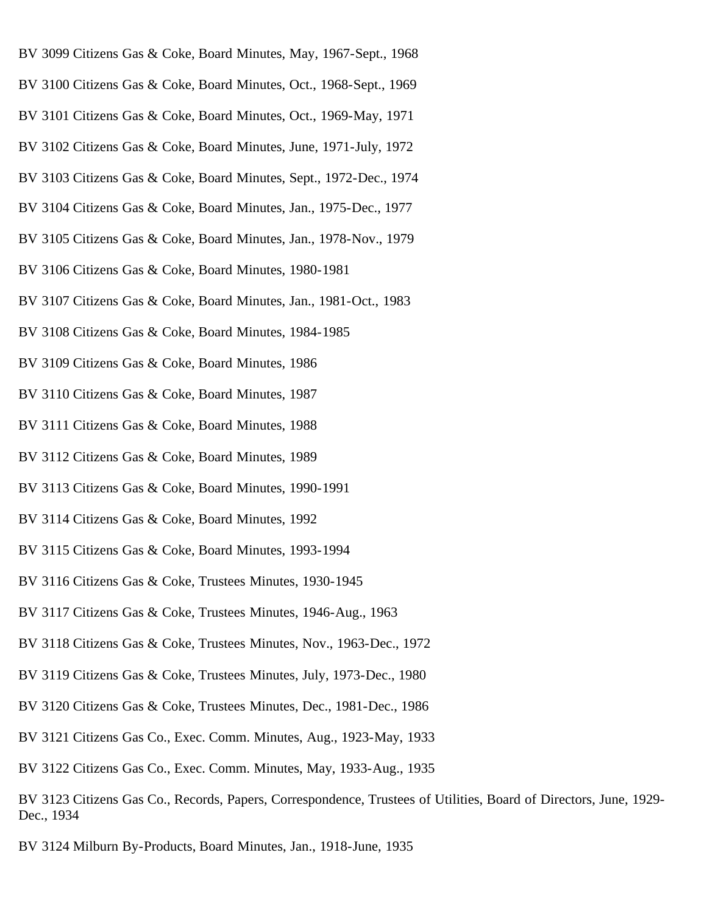BV 3099 Citizens Gas & Coke, Board Minutes, May, 1967-Sept., 1968

BV 3100 Citizens Gas & Coke, Board Minutes, Oct., 1968-Sept., 1969

BV 3101 Citizens Gas & Coke, Board Minutes, Oct., 1969-May, 1971

BV 3102 Citizens Gas & Coke, Board Minutes, June, 1971-July, 1972

BV 3103 Citizens Gas & Coke, Board Minutes, Sept., 1972-Dec., 1974

BV 3104 Citizens Gas & Coke, Board Minutes, Jan., 1975-Dec., 1977

BV 3105 Citizens Gas & Coke, Board Minutes, Jan., 1978-Nov., 1979

BV 3106 Citizens Gas & Coke, Board Minutes, 1980-1981

BV 3107 Citizens Gas & Coke, Board Minutes, Jan., 1981-Oct., 1983

BV 3108 Citizens Gas & Coke, Board Minutes, 1984-1985

BV 3109 Citizens Gas & Coke, Board Minutes, 1986

BV 3110 Citizens Gas & Coke, Board Minutes, 1987

BV 3111 Citizens Gas & Coke, Board Minutes, 1988

BV 3112 Citizens Gas & Coke, Board Minutes, 1989

BV 3113 Citizens Gas & Coke, Board Minutes, 1990-1991

BV 3114 Citizens Gas & Coke, Board Minutes, 1992

BV 3115 Citizens Gas & Coke, Board Minutes, 1993-1994

BV 3116 Citizens Gas & Coke, Trustees Minutes, 1930-1945

BV 3117 Citizens Gas & Coke, Trustees Minutes, 1946-Aug., 1963

BV 3118 Citizens Gas & Coke, Trustees Minutes, Nov., 1963-Dec., 1972

BV 3119 Citizens Gas & Coke, Trustees Minutes, July, 1973-Dec., 1980

BV 3120 Citizens Gas & Coke, Trustees Minutes, Dec., 1981-Dec., 1986

BV 3121 Citizens Gas Co., Exec. Comm. Minutes, Aug., 1923-May, 1933

BV 3122 Citizens Gas Co., Exec. Comm. Minutes, May, 1933-Aug., 1935

BV 3123 Citizens Gas Co., Records, Papers, Correspondence, Trustees of Utilities, Board of Directors, June, 1929-Dec., 1934

BV 3124 Milburn By-Products, Board Minutes, Jan., 1918-June, 1935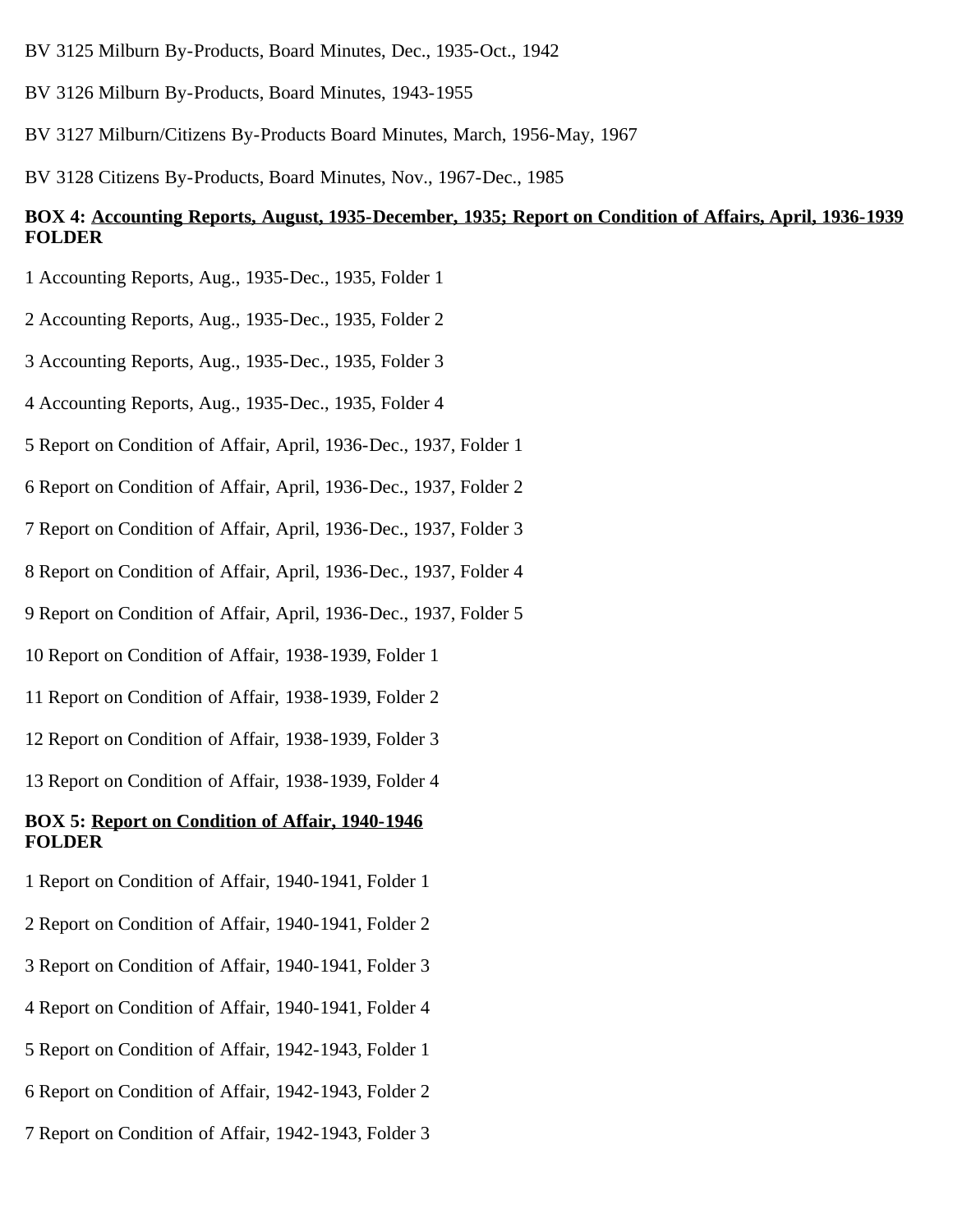BV 3125 Milburn By-Products, Board Minutes, Dec., 1935-Oct., 1942

BV 3126 Milburn By-Products, Board Minutes, 1943-1955

BV 3127 Milburn/Citizens By-Products Board Minutes, March, 1956-May, 1967

BV 3128 Citizens By-Products, Board Minutes, Nov., 1967-Dec., 1985

**BOX 4: Accounting Reports, August, 1935-December, 1935; Report on Condition of Affairs, April, 1936-1939**
**FOLDER**

1 Accounting Reports, Aug., 1935-Dec., 1935, Folder 1

2 Accounting Reports, Aug., 1935-Dec., 1935, Folder 2

3 Accounting Reports, Aug., 1935-Dec., 1935, Folder 3

4 Accounting Reports, Aug., 1935-Dec., 1935, Folder 4

5 Report on Condition of Affair, April, 1936-Dec., 1937, Folder 1

6 Report on Condition of Affair, April, 1936-Dec., 1937, Folder 2

7 Report on Condition of Affair, April, 1936-Dec., 1937, Folder 3

8 Report on Condition of Affair, April, 1936-Dec., 1937, Folder 4

9 Report on Condition of Affair, April, 1936-Dec., 1937, Folder 5

10 Report on Condition of Affair, 1938-1939, Folder 1

11 Report on Condition of Affair, 1938-1939, Folder 2

12 Report on Condition of Affair, 1938-1939, Folder 3

13 Report on Condition of Affair, 1938-1939, Folder 4

**BOX 5: Report on Condition of Affair, 1940-1946**
**FOLDER**

1 Report on Condition of Affair, 1940-1941, Folder 1

2 Report on Condition of Affair, 1940-1941, Folder 2

3 Report on Condition of Affair, 1940-1941, Folder 3

4 Report on Condition of Affair, 1940-1941, Folder 4

5 Report on Condition of Affair, 1942-1943, Folder 1

6 Report on Condition of Affair, 1942-1943, Folder 2

7 Report on Condition of Affair, 1942-1943, Folder 3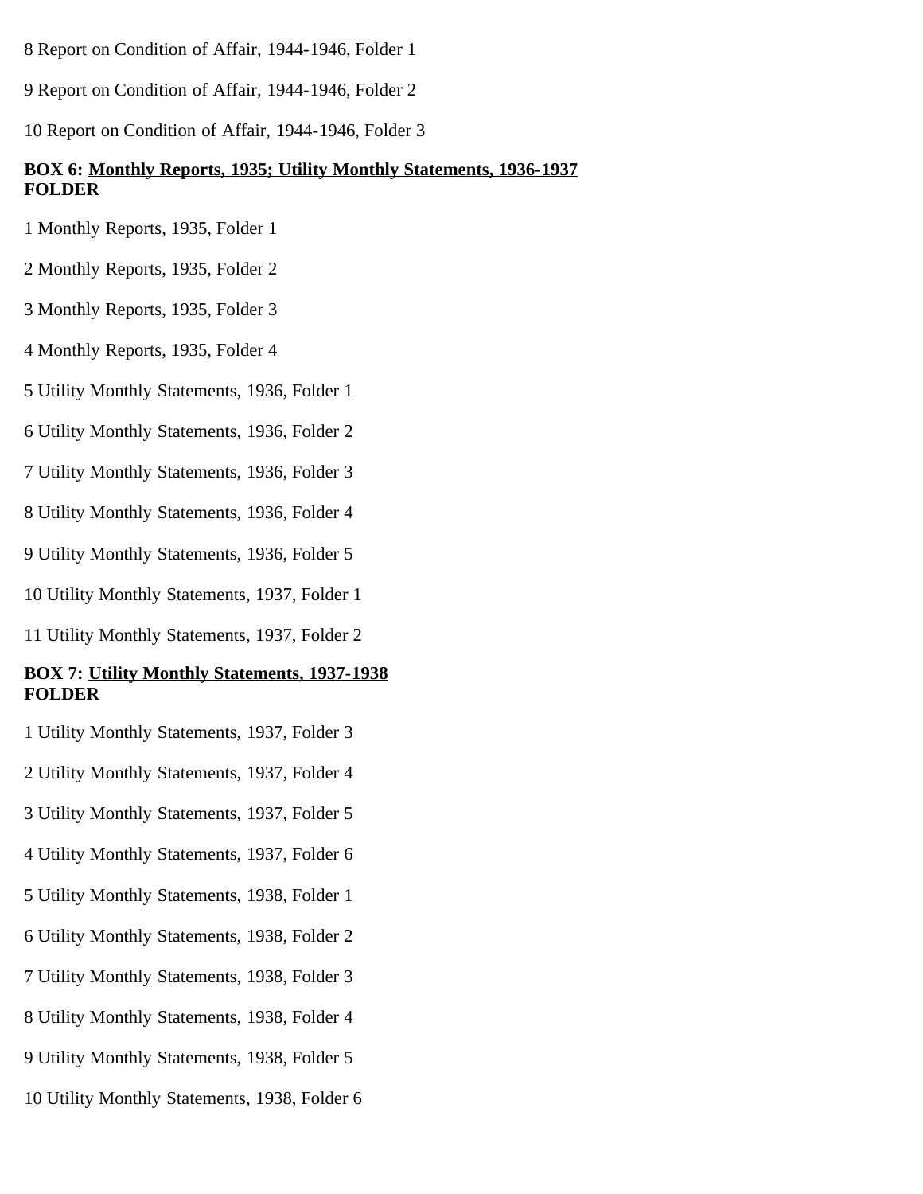8 Report on Condition of Affair, 1944-1946, Folder 1

9 Report on Condition of Affair, 1944-1946, Folder 2

10 Report on Condition of Affair, 1944-1946, Folder 3

**BOX 6: <u>Monthly Reports, 1935; Utility Monthly Statements, 1936-1937</u>**
**FOLDER**

1 Monthly Reports, 1935, Folder 1

2 Monthly Reports, 1935, Folder 2

3 Monthly Reports, 1935, Folder 3

4 Monthly Reports, 1935, Folder 4

5 Utility Monthly Statements, 1936, Folder 1

6 Utility Monthly Statements, 1936, Folder 2

7 Utility Monthly Statements, 1936, Folder 3

8 Utility Monthly Statements, 1936, Folder 4

9 Utility Monthly Statements, 1936, Folder 5

10 Utility Monthly Statements, 1937, Folder 1

11 Utility Monthly Statements, 1937, Folder 2

**BOX 7: <u>Utility Monthly Statements, 1937-1938</u>**
**FOLDER**

1 Utility Monthly Statements, 1937, Folder 3

2 Utility Monthly Statements, 1937, Folder 4

3 Utility Monthly Statements, 1937, Folder 5

4 Utility Monthly Statements, 1937, Folder 6

5 Utility Monthly Statements, 1938, Folder 1

6 Utility Monthly Statements, 1938, Folder 2

7 Utility Monthly Statements, 1938, Folder 3

8 Utility Monthly Statements, 1938, Folder 4

9 Utility Monthly Statements, 1938, Folder 5

10 Utility Monthly Statements, 1938, Folder 6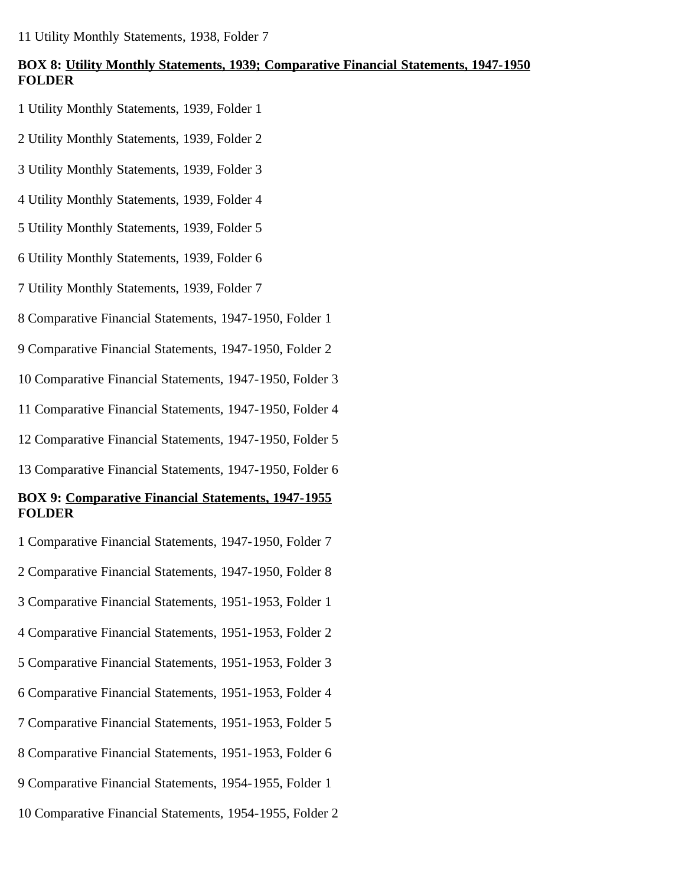11 Utility Monthly Statements, 1938, Folder 7

**BOX 8: Utility Monthly Statements, 1939; Comparative Financial Statements, 1947-1950**
**FOLDER**

1 Utility Monthly Statements, 1939, Folder 1

2 Utility Monthly Statements, 1939, Folder 2

3 Utility Monthly Statements, 1939, Folder 3

4 Utility Monthly Statements, 1939, Folder 4

5 Utility Monthly Statements, 1939, Folder 5

6 Utility Monthly Statements, 1939, Folder 6

7 Utility Monthly Statements, 1939, Folder 7

8 Comparative Financial Statements, 1947-1950, Folder 1

9 Comparative Financial Statements, 1947-1950, Folder 2

10 Comparative Financial Statements, 1947-1950, Folder 3

11 Comparative Financial Statements, 1947-1950, Folder 4

12 Comparative Financial Statements, 1947-1950, Folder 5

13 Comparative Financial Statements, 1947-1950, Folder 6

**BOX 9: Comparative Financial Statements, 1947-1955**
**FOLDER**

1 Comparative Financial Statements, 1947-1950, Folder 7

2 Comparative Financial Statements, 1947-1950, Folder 8

3 Comparative Financial Statements, 1951-1953, Folder 1

4 Comparative Financial Statements, 1951-1953, Folder 2

5 Comparative Financial Statements, 1951-1953, Folder 3

6 Comparative Financial Statements, 1951-1953, Folder 4

7 Comparative Financial Statements, 1951-1953, Folder 5

8 Comparative Financial Statements, 1951-1953, Folder 6

9 Comparative Financial Statements, 1954-1955, Folder 1

10 Comparative Financial Statements, 1954-1955, Folder 2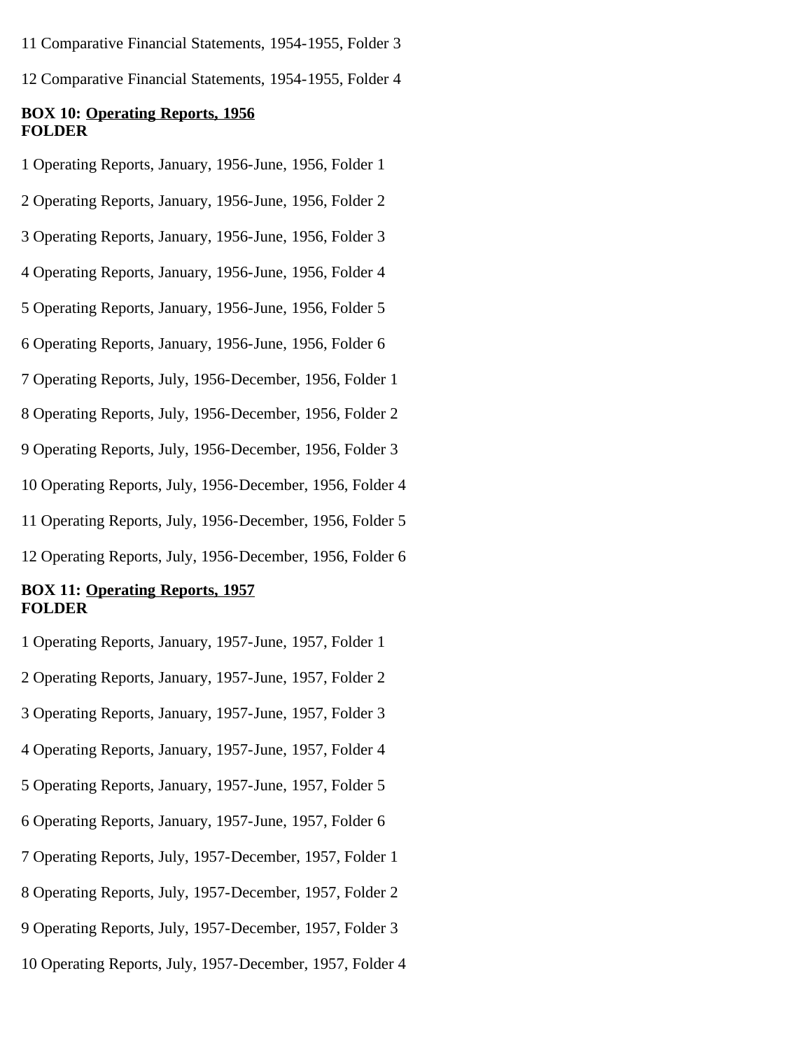11 Comparative Financial Statements, 1954-1955, Folder 3

12 Comparative Financial Statements, 1954-1955, Folder 4

**BOX 10: Operating Reports, 1956**
**FOLDER**

1 Operating Reports, January, 1956-June, 1956, Folder 1

2 Operating Reports, January, 1956-June, 1956, Folder 2

3 Operating Reports, January, 1956-June, 1956, Folder 3

4 Operating Reports, January, 1956-June, 1956, Folder 4

5 Operating Reports, January, 1956-June, 1956, Folder 5

6 Operating Reports, January, 1956-June, 1956, Folder 6

7 Operating Reports, July, 1956-December, 1956, Folder 1

8 Operating Reports, July, 1956-December, 1956, Folder 2

9 Operating Reports, July, 1956-December, 1956, Folder 3

10 Operating Reports, July, 1956-December, 1956, Folder 4

11 Operating Reports, July, 1956-December, 1956, Folder 5

12 Operating Reports, July, 1956-December, 1956, Folder 6

**BOX 11: Operating Reports, 1957**
**FOLDER**

1 Operating Reports, January, 1957-June, 1957, Folder 1

2 Operating Reports, January, 1957-June, 1957, Folder 2

3 Operating Reports, January, 1957-June, 1957, Folder 3

4 Operating Reports, January, 1957-June, 1957, Folder 4

5 Operating Reports, January, 1957-June, 1957, Folder 5

6 Operating Reports, January, 1957-June, 1957, Folder 6

7 Operating Reports, July, 1957-December, 1957, Folder 1

8 Operating Reports, July, 1957-December, 1957, Folder 2

9 Operating Reports, July, 1957-December, 1957, Folder 3

10 Operating Reports, July, 1957-December, 1957, Folder 4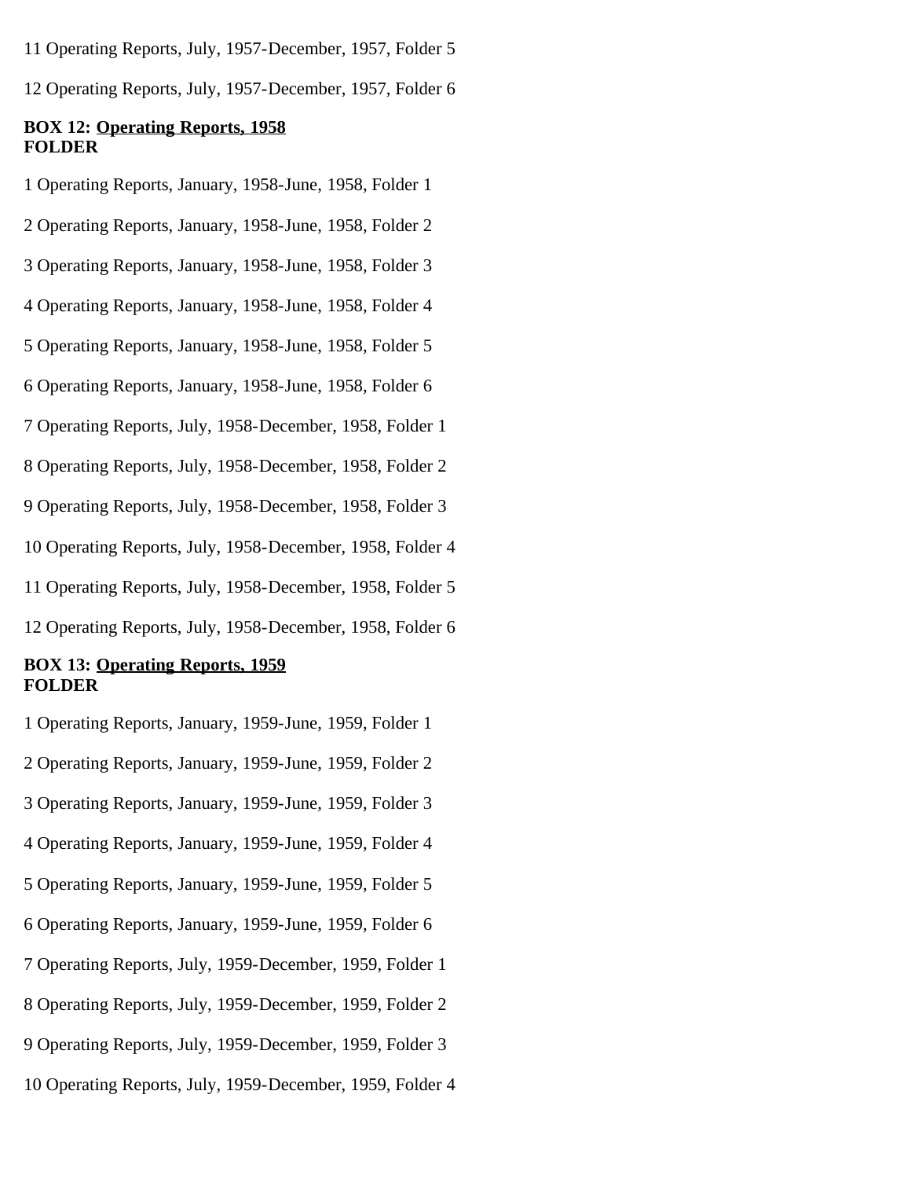11 Operating Reports, July, 1957-December, 1957, Folder 5

12 Operating Reports, July, 1957-December, 1957, Folder 6

**BOX 12: <u>Operating Reports, 1958</u>**
**FOLDER**

1 Operating Reports, January, 1958-June, 1958, Folder 1

2 Operating Reports, January, 1958-June, 1958, Folder 2

3 Operating Reports, January, 1958-June, 1958, Folder 3

4 Operating Reports, January, 1958-June, 1958, Folder 4

5 Operating Reports, January, 1958-June, 1958, Folder 5

6 Operating Reports, January, 1958-June, 1958, Folder 6

7 Operating Reports, July, 1958-December, 1958, Folder 1

8 Operating Reports, July, 1958-December, 1958, Folder 2

9 Operating Reports, July, 1958-December, 1958, Folder 3

10 Operating Reports, July, 1958-December, 1958, Folder 4

11 Operating Reports, July, 1958-December, 1958, Folder 5

12 Operating Reports, July, 1958-December, 1958, Folder 6

**BOX 13: <u>Operating Reports, 1959</u>**
**FOLDER**

1 Operating Reports, January, 1959-June, 1959, Folder 1

2 Operating Reports, January, 1959-June, 1959, Folder 2

3 Operating Reports, January, 1959-June, 1959, Folder 3

4 Operating Reports, January, 1959-June, 1959, Folder 4

5 Operating Reports, January, 1959-June, 1959, Folder 5

6 Operating Reports, January, 1959-June, 1959, Folder 6

7 Operating Reports, July, 1959-December, 1959, Folder 1

8 Operating Reports, July, 1959-December, 1959, Folder 2

9 Operating Reports, July, 1959-December, 1959, Folder 3

10 Operating Reports, July, 1959-December, 1959, Folder 4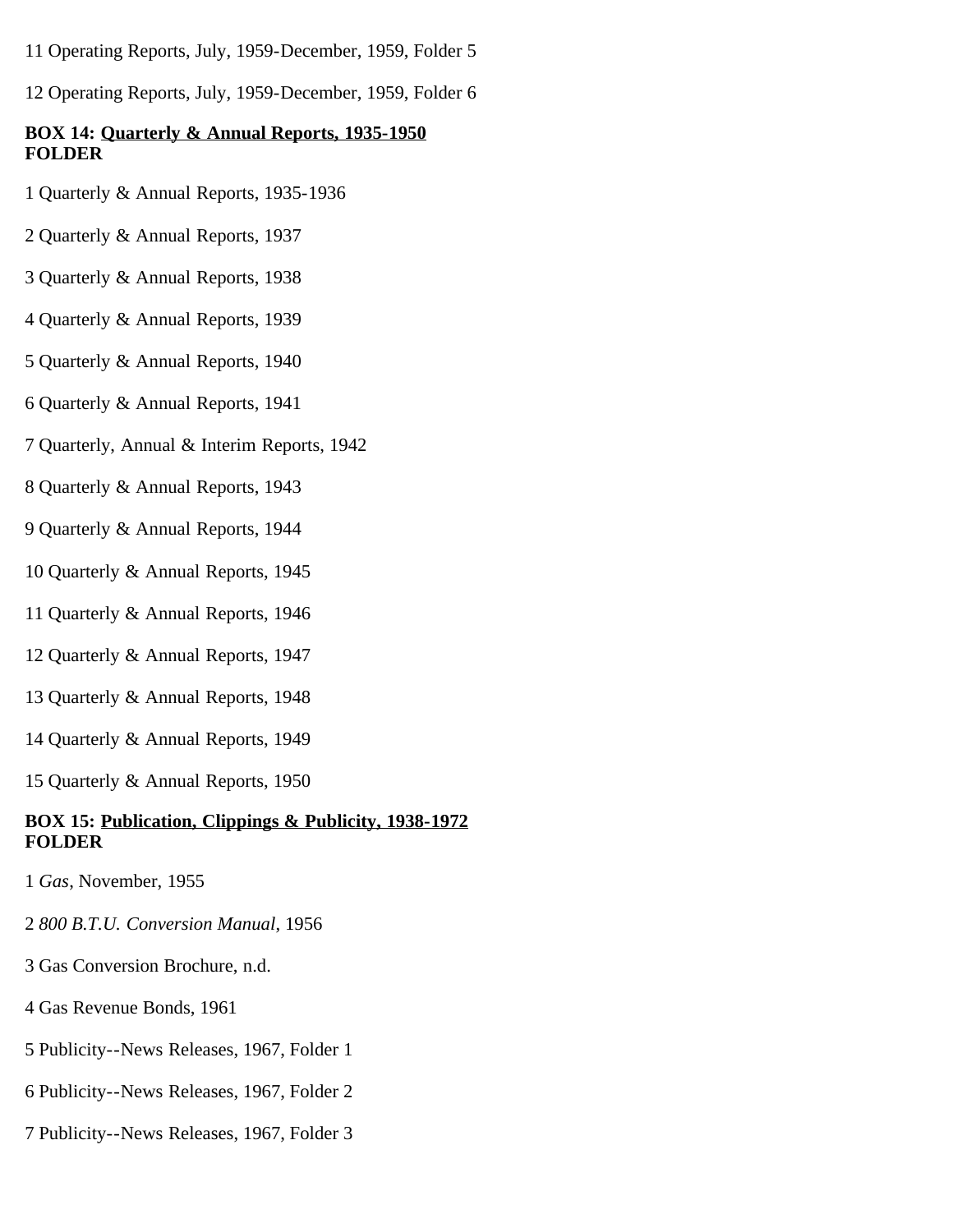11 Operating Reports, July, 1959-December, 1959, Folder 5

12 Operating Reports, July, 1959-December, 1959, Folder 6

**BOX 14: <u>Quarterly & Annual Reports, 1935-1950</u>**
**FOLDER**

1 Quarterly & Annual Reports, 1935-1936

2 Quarterly & Annual Reports, 1937

3 Quarterly & Annual Reports, 1938

4 Quarterly & Annual Reports, 1939

5 Quarterly & Annual Reports, 1940

6 Quarterly & Annual Reports, 1941

7 Quarterly, Annual & Interim Reports, 1942

8 Quarterly & Annual Reports, 1943

9 Quarterly & Annual Reports, 1944

10 Quarterly & Annual Reports, 1945

11 Quarterly & Annual Reports, 1946

12 Quarterly & Annual Reports, 1947

13 Quarterly & Annual Reports, 1948

14 Quarterly & Annual Reports, 1949

15 Quarterly & Annual Reports, 1950

**BOX 15: <u>Publication, Clippings & Publicity, 1938-1972</u>**
**FOLDER**

1 *Gas*, November, 1955

2 *800 B.T.U. Conversion Manual*, 1956

3 Gas Conversion Brochure, n.d.

4 Gas Revenue Bonds, 1961

5 Publicity--News Releases, 1967, Folder 1

6 Publicity--News Releases, 1967, Folder 2

7 Publicity--News Releases, 1967, Folder 3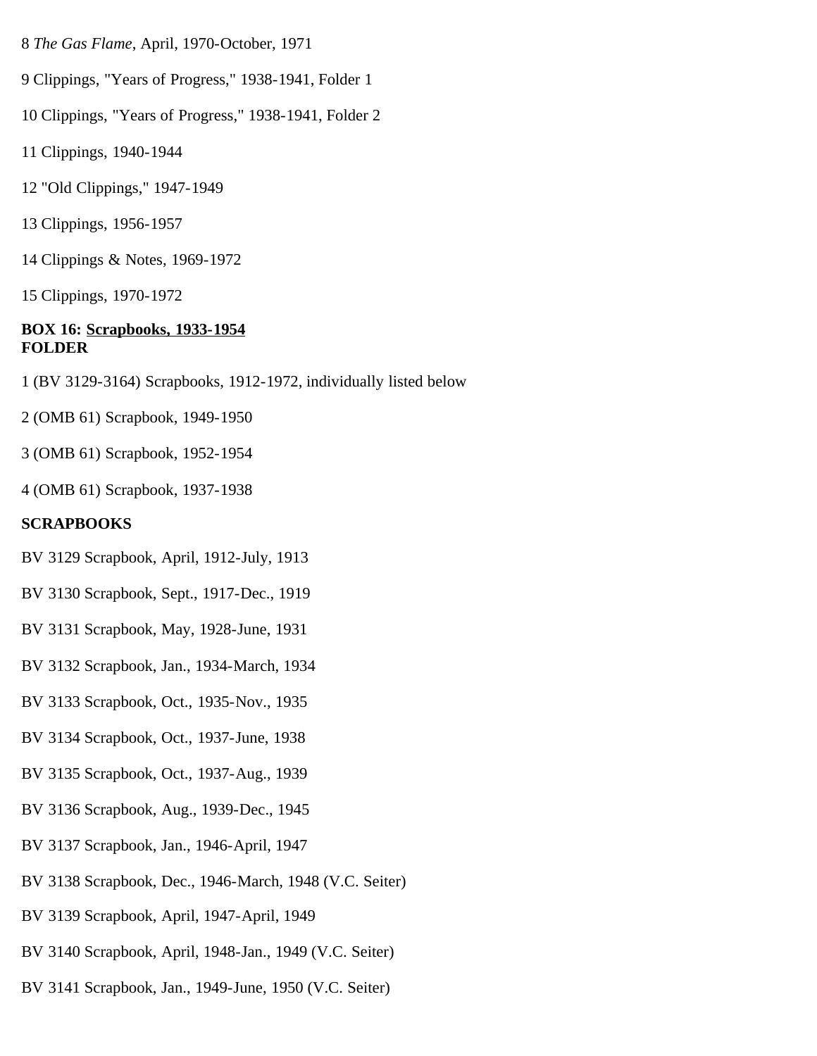8 *The Gas Flame*, April, 1970-October, 1971

9 Clippings, "Years of Progress," 1938-1941, Folder 1

10 Clippings, "Years of Progress," 1938-1941, Folder 2

11 Clippings, 1940-1944

12 "Old Clippings," 1947-1949

13 Clippings, 1956-1957

14 Clippings & Notes, 1969-1972

15 Clippings, 1970-1972

**BOX 16: Scrapbooks, 1933-1954**
**FOLDER**

1 (BV 3129-3164) Scrapbooks, 1912-1972, individually listed below

2 (OMB 61) Scrapbook, 1949-1950

3 (OMB 61) Scrapbook, 1952-1954

4 (OMB 61) Scrapbook, 1937-1938

**SCRAPBOOKS**

BV 3129 Scrapbook, April, 1912-July, 1913

BV 3130 Scrapbook, Sept., 1917-Dec., 1919

BV 3131 Scrapbook, May, 1928-June, 1931

BV 3132 Scrapbook, Jan., 1934-March, 1934

BV 3133 Scrapbook, Oct., 1935-Nov., 1935

BV 3134 Scrapbook, Oct., 1937-June, 1938

BV 3135 Scrapbook, Oct., 1937-Aug., 1939

BV 3136 Scrapbook, Aug., 1939-Dec., 1945

BV 3137 Scrapbook, Jan., 1946-April, 1947

BV 3138 Scrapbook, Dec., 1946-March, 1948 (V.C. Seiter)

BV 3139 Scrapbook, April, 1947-April, 1949

BV 3140 Scrapbook, April, 1948-Jan., 1949 (V.C. Seiter)

BV 3141 Scrapbook, Jan., 1949-June, 1950 (V.C. Seiter)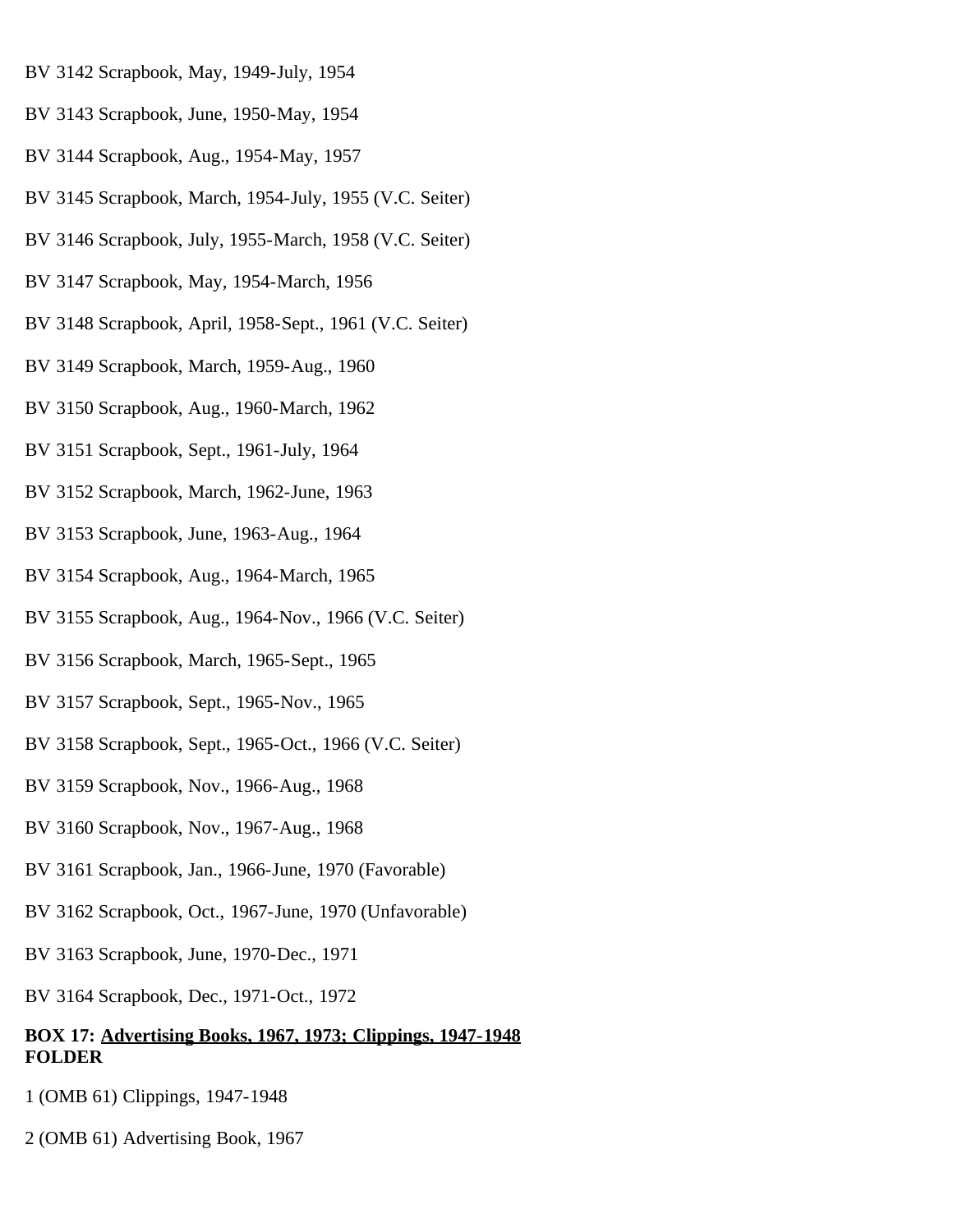BV 3142 Scrapbook, May, 1949-July, 1954

BV 3143 Scrapbook, June, 1950-May, 1954

BV 3144 Scrapbook, Aug., 1954-May, 1957

BV 3145 Scrapbook, March, 1954-July, 1955 (V.C. Seiter)

BV 3146 Scrapbook, July, 1955-March, 1958 (V.C. Seiter)

BV 3147 Scrapbook, May, 1954-March, 1956

BV 3148 Scrapbook, April, 1958-Sept., 1961 (V.C. Seiter)

BV 3149 Scrapbook, March, 1959-Aug., 1960

BV 3150 Scrapbook, Aug., 1960-March, 1962

BV 3151 Scrapbook, Sept., 1961-July, 1964

BV 3152 Scrapbook, March, 1962-June, 1963

BV 3153 Scrapbook, June, 1963-Aug., 1964

BV 3154 Scrapbook, Aug., 1964-March, 1965

BV 3155 Scrapbook, Aug., 1964-Nov., 1966 (V.C. Seiter)

BV 3156 Scrapbook, March, 1965-Sept., 1965

BV 3157 Scrapbook, Sept., 1965-Nov., 1965

BV 3158 Scrapbook, Sept., 1965-Oct., 1966 (V.C. Seiter)

BV 3159 Scrapbook, Nov., 1966-Aug., 1968

BV 3160 Scrapbook, Nov., 1967-Aug., 1968

BV 3161 Scrapbook, Jan., 1966-June, 1970 (Favorable)

BV 3162 Scrapbook, Oct., 1967-June, 1970 (Unfavorable)

BV 3163 Scrapbook, June, 1970-Dec., 1971

BV 3164 Scrapbook, Dec., 1971-Oct., 1972

**BOX 17: Advertising Books, 1967, 1973; Clippings, 1947-1948**
**FOLDER**

1 (OMB 61) Clippings, 1947-1948

2 (OMB 61) Advertising Book, 1967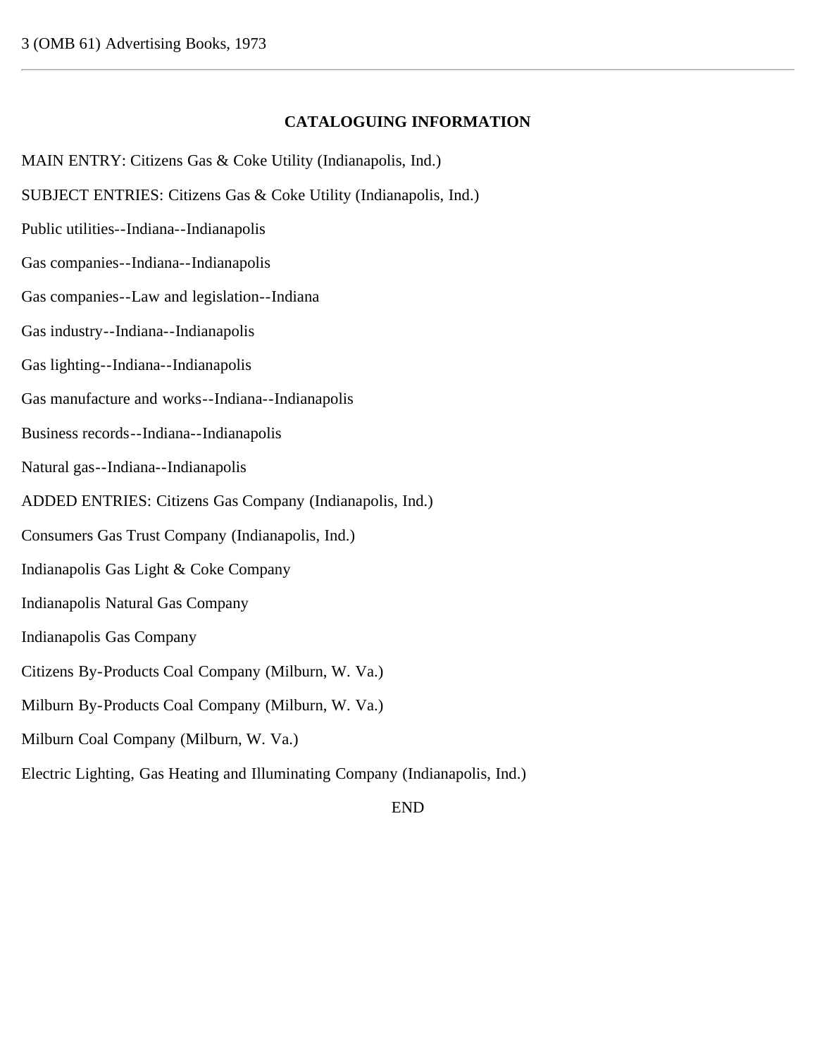## CATALOGUING INFORMATION

MAIN ENTRY: Citizens Gas & Coke Utility (Indianapolis, Ind.)

SUBJECT ENTRIES: Citizens Gas & Coke Utility (Indianapolis, Ind.)

Public utilities--Indiana--Indianapolis

Gas companies--Indiana--Indianapolis

Gas companies--Law and legislation--Indiana

Gas industry--Indiana--Indianapolis

Gas lighting--Indiana--Indianapolis

Gas manufacture and works--Indiana--Indianapolis

Business records--Indiana--Indianapolis

Natural gas--Indiana--Indianapolis

ADDED ENTRIES: Citizens Gas Company (Indianapolis, Ind.)

Consumers Gas Trust Company (Indianapolis, Ind.)

Indianapolis Gas Light & Coke Company

Indianapolis Natural Gas Company

Indianapolis Gas Company

Citizens By-Products Coal Company (Milburn, W. Va.)

Milburn By-Products Coal Company (Milburn, W. Va.)

Milburn Coal Company (Milburn, W. Va.)

Electric Lighting, Gas Heating and Illuminating Company (Indianapolis, Ind.)

END